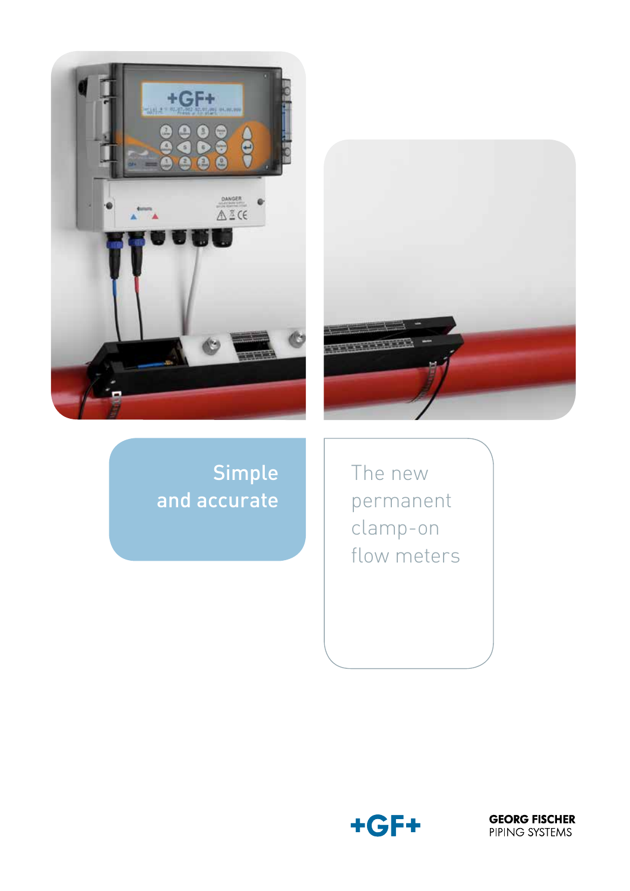# Simple and accurate

## The new permanent clamp-on flow meters

+GF+

GEORG FISCHER
PIPING SYSTEMS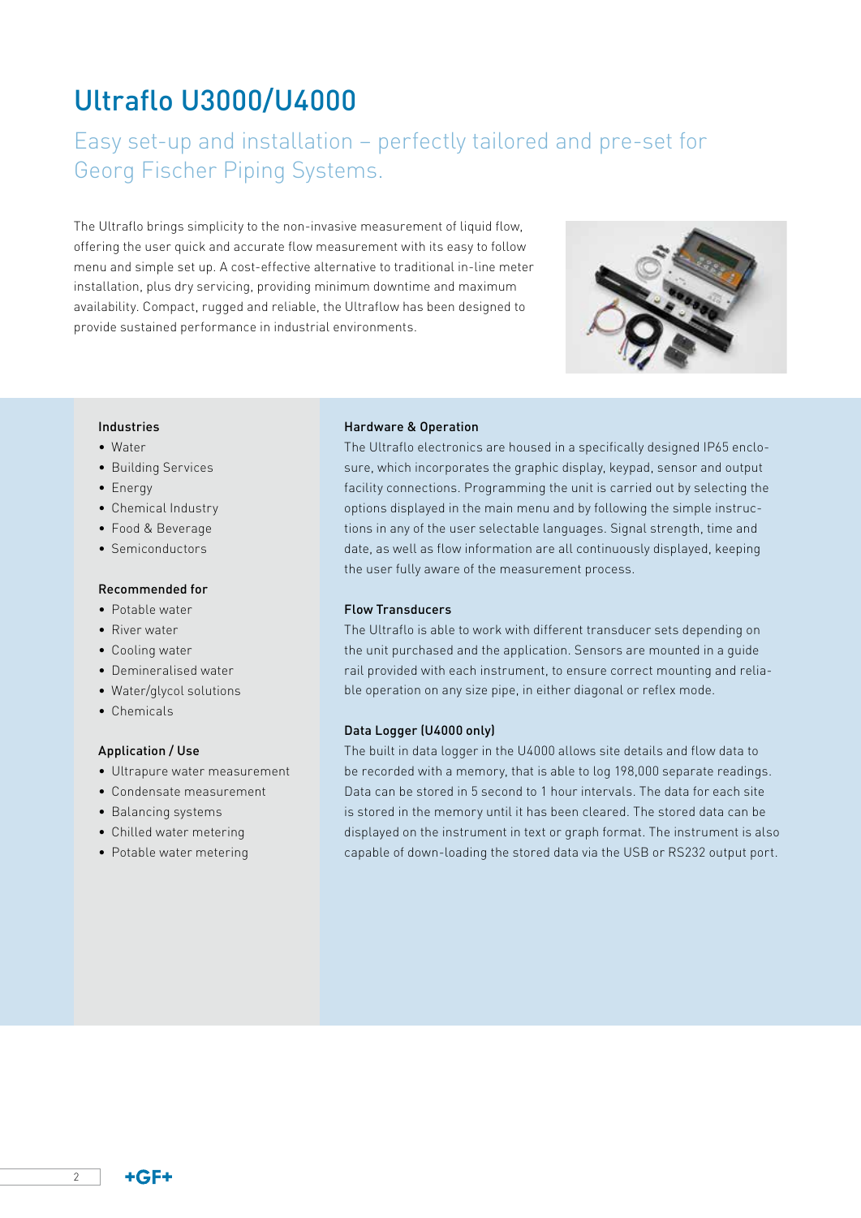# Ultraflo U3000/U4000

## Easy set-up and installation – perfectly tailored and pre-set for Georg Fischer Piping Systems.

The Ultraflo brings simplicity to the non-invasive measurement of liquid flow, offering the user quick and accurate flow measurement with its easy to follow menu and simple set up. A cost-effective alternative to traditional in-line meter installation, plus dry servicing, providing minimum downtime and maximum availability. Compact, rugged and reliable, the Ultraflow has been designed to provide sustained performance in industrial environments.

### Industries

- Water
- Building Services
- Energy
- Chemical Industry
- Food & Beverage
- Semiconductors

### Recommended for

- Potable water
- River water
- Cooling water
- Demineralised water
- Water/glycol solutions
- Chemicals

### Application / Use

- Ultrapure water measurement
- Condensate measurement
- Balancing systems
- Chilled water metering
- Potable water metering

### Hardware & Operation

The Ultraflo electronics are housed in a specifically designed IP65 enclosure, which incorporates the graphic display, keypad, sensor and output facility connections. Programming the unit is carried out by selecting the options displayed in the main menu and by following the simple instructions in any of the user selectable languages. Signal strength, time and date, as well as flow information are all continuously displayed, keeping the user fully aware of the measurement process.

### Flow Transducers

The Ultraflo is able to work with different transducer sets depending on the unit purchased and the application. Sensors are mounted in a guide rail provided with each instrument, to ensure correct mounting and reliable operation on any size pipe, in either diagonal or reflex mode.

### Data Logger (U4000 only)

The built in data logger in the U4000 allows site details and flow data to be recorded with a memory, that is able to log 198,000 separate readings. Data can be stored in 5 second to 1 hour intervals. The data for each site is stored in the memory until it has been cleared. The stored data can be displayed on the instrument in text or graph format. The instrument is also capable of down-loading the stored data via the USB or RS232 output port.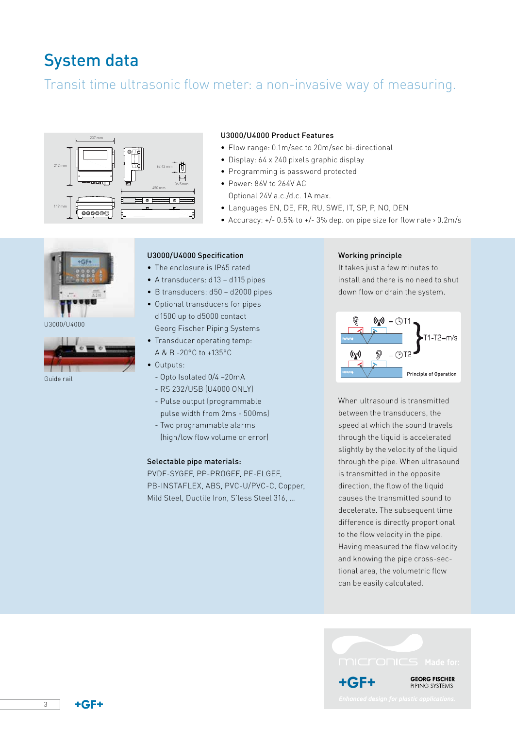# System data

## Transit time ultrasonic flow meter: a non-invasive way of measuring.

### U3000/U4000 Product Features

- Flow range: 0.1m/sec to 20m/sec bi-directional
- Display: 64 x 240 pixels graphic display
- Programming is password protected
- Power: 86V to 264V AC
  Optional 24V a.c./d.c. 1A max.
- Languages EN, DE, FR, RU, SWE, IT, SP, P, NO, DEN
- Accuracy: +/- 0.5% to +/- 3% dep. on pipe size for flow rate › 0.2m/s

U3000/U4000

Guide rail

### U3000/U4000 Specification

- The enclosure is IP65 rated
- A transducers: d13 – d115 pipes
- B transducers: d50 – d2000 pipes
- Optional transducers for pipes d1500 up to d5000 contact Georg Fischer Piping Systems
- Transducer operating temp: A & B -20°C to +135°C
- Outputs:
  - Opto Isolated 0/4 –20mA
  - RS 232/USB (U4000 ONLY)
  - Pulse output (programmable pulse width from 2ms - 500ms)
  - Two programmable alarms (high/low flow volume or error)

### Selectable pipe materials:

PVDF-SYGEF, PP-PROGEF, PE-ELGEF, PB-INSTAFLEX, ABS, PVC-U/PVC-C, Copper, Mild Steel, Ductile Iron, S'less Steel 316, ...

### Working principle

It takes just a few minutes to install and there is no need to shut down flow or drain the system.

= T1

= T2

T1-T2=m/s

Principle of Operation

When ultrasound is transmitted between the transducers, the speed at which the sound travels through the liquid is accelerated slightly by the velocity of the liquid through the pipe. When ultrasound is transmitted in the opposite direction, the flow of the liquid causes the transmitted sound to decelerate. The subsequent time difference is directly proportional to the flow velocity in the pipe. Having measured the flow velocity and knowing the pipe cross-sectional area, the volumetric flow can be easily calculated.

micronics Made for: +GF+ GEORG FISCHER PIPING SYSTEMS

*Enhanced design for plastic applications.*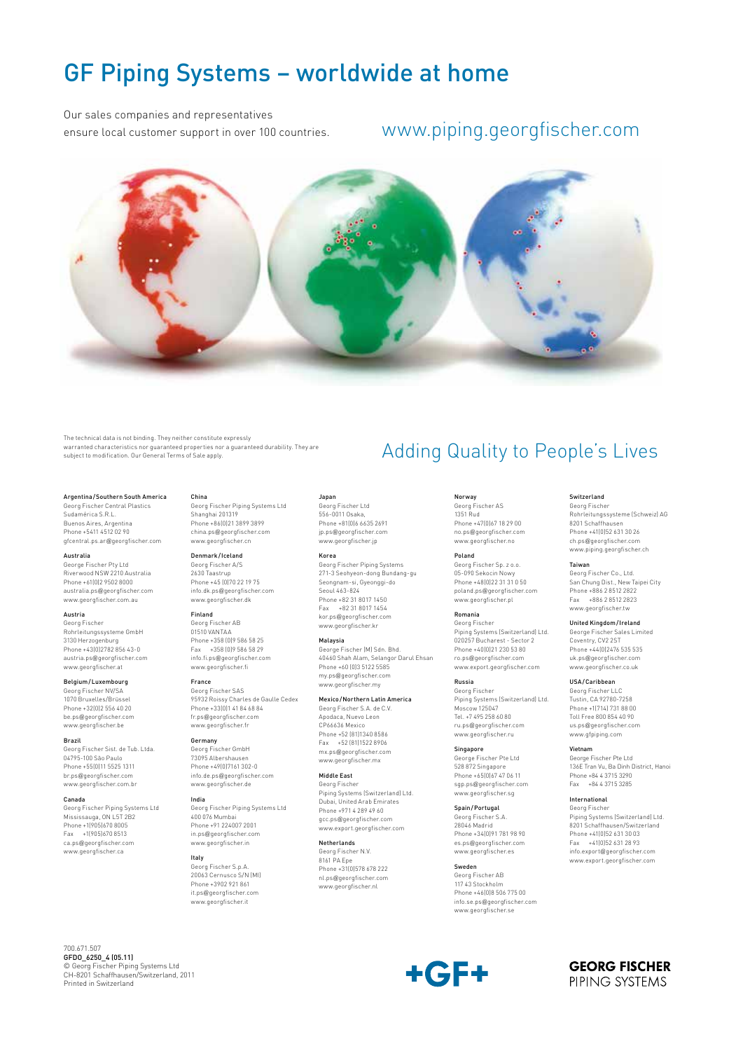# GF Piping Systems – worldwide at home

Our sales companies and representatives ensure local customer support in over 100 countries.

www.piping.georgfischer.com

The technical data is not binding. They neither constitute expressly warranted characteristics nor guaranteed properties nor a guaranteed durability. They are subject to modification. Our General Terms of Sale apply.

## Adding Quality to People's Lives

**Argentina/Southern South America**
Georg Fischer Central Plastics
Sudamérica S.R.L.
Buenos Aires, Argentina
Phone +5411 4512 02 90
gfcentral.ps.ar@georgfischer.com

**Australia**
George Fischer Pty Ltd
Riverwood NSW 2210 Australia
Phone +61(0)2 9502 8000
australia.ps@georgfischer.com
www.georgfischer.com.au

**Austria**
Georg Fischer
Rohrleitungssysteme GmbH
3130 Herzogenburg
Phone +43(0)2782 856 43-0
austria.ps@georgfischer.com
www.georgfischer.at

**Belgium/Luxembourg**
Georg Fischer NV/SA
1070 Bruxelles/Brüssel
Phone +32(0)2 556 40 20
be.ps@georgfischer.com
www.georgfischer.be

**Brazil**
Georg Fischer Sist. de Tub. Ltda.
04795-100 São Paulo
Phone +55(0)11 5525 1311
br.ps@georgfischer.com
www.georgfischer.com.br

**Canada**
Georg Fischer Piping Systems Ltd
Mississauga, ON L5T 2B2
Phone +1(905)670 8005
Fax +1(905)670 8513
ca.ps@georgfischer.com
www.georgfischer.ca

**China**
Georg Fischer Piping Systems Ltd
Shanghai 201319
Phone +86(0)21 3899 3899
china.ps@georgfischer.com
www.georgfischer.cn

**Denmark/Iceland**
Georg Fischer A/S
2630 Taastrup
Phone +45 (0)70 22 19 75
info.dk.ps@georgfischer.com
www.georgfischer.dk

**Finland**
Georg Fischer AB
01510 VANTAA
Phone +358 (0)9 586 58 25
Fax +358 (0)9 586 58 29
info.fi.ps@georgfischer.com
www.georgfischer.fi

**France**
Georg Fischer SAS
95932 Roissy Charles de Gaulle Cedex
Phone +33(0)1 41 84 68 84
fr.ps@georgfischer.com
www.georgfischer.fr

**Germany**
Georg Fischer GmbH
73095 Albershausen
Phone +49(0)7161 302-0
info.de.ps@georgfischer.com
www.georgfischer.de

**India**
Georg Fischer Piping Systems Ltd
400 076 Mumbai
Phone +91 224007 2001
in.ps@georgfischer.com
www.georgfischer.in

**Italy**
Georg Fischer S.p.A.
20063 Cernusco S/N (MI)
Phone +3902 921 861
it.ps@georgfischer.com
www.georgfischer.it

**Japan**
Georg Fischer Ltd
556-0011 Osaka,
Phone +81(0)6 6635 2691
jp.ps@georgfischer.com
www.georgfischer.jp

**Korea**
Georg Fischer Piping Systems
271-3 Seohyeon-dong Bundang-gu
Seongnam-si, Gyeonggi-do
Seoul 463-824
Phone +82 31 8017 1450
Fax +82 31 8017 1454
kor.ps@georgfischer.com
www.georgfischer.kr

**Malaysia**
George Fischer (M) Sdn. Bhd.
40460 Shah Alam, Selangor Darul Ehsan
Phone +60 (0)3 5122 5585
my.ps@georgfischer.com
www.georgfischer.my

**Mexico/Northern Latin America**
Georg Fischer S.A. de C.V.
Apodaca, Nuevo Leon
CP66636 Mexico
Phone +52 (81)1340 8586
Fax +52 (81)1522 8906
mx.ps@georgfischer.com
www.georgfischer.mx

**Middle East**
Georg Fischer
Piping Systems (Switzerland) Ltd.
Dubai, United Arab Emirates
Phone +971 4 289 49 60
gcc.ps@georgfischer.com
www.export.georgfischer.com

**Netherlands**
Georg Fischer N.V.
8161 PA Epe
Phone +31(0)578 678 222
nl.ps@georgfischer.com
www.georgfischer.nl

**Norway**
Georg Fischer AS
1351 Rud
Phone +47(0)67 18 29 00
no.ps@georgfischer.com
www.georgfischer.no

**Poland**
Georg Fischer Sp. z o.o.
05-090 Sekocin Nowy
Phone +48(0)22 31 31 0 50
poland.ps@georgfischer.com
www.georgfischer.pl

**Romania**
Georg Fischer
Piping Systems (Switzerland) Ltd.
020257 Bucharest - Sector 2
Phone +40(0)21 230 53 80
ro.ps@georgfischer.com
www.export.georgfischer.com

**Russia**
Georg Fischer
Piping Systems (Switzerland) Ltd.
Moscow 125047
Tel. +7 495 258 60 80
ru.ps@georgfischer.com
www.georgfischer.ru

**Singapore**
George Fischer Pte Ltd
528 872 Singapore
Phone +65(0)67 47 06 11
sgp.ps@georgfischer.com
www.georgfischer.sg

**Spain/Portugal**
Georg Fischer S.A.
28046 Madrid
Phone +34(0)91 781 98 90
es.ps@georgfischer.com
www.georgfischer.es

**Sweden**
Georg Fischer AB
117 43 Stockholm
Phone +46(0)8 506 775 00
info.se.ps@georgfischer.com
www.georgfischer.se

**Switzerland**
Georg Fischer
Rohrleitungssysteme (Schweiz) AG
8201 Schaffhausen
Phone +41(0)52 631 30 26
ch.ps@georgfischer.com
www.piping.georgfischer.ch

**Taiwan**
Georg Fischer Co., Ltd.
San Chung Dist., New Taipei City
Phone +886 2 8512 2822
Fax +886 2 8512 2823
www.georgfischer.tw

**United Kingdom/Ireland**
George Fischer Sales Limited
Coventry, CV2 2ST
Phone +44(0)2476 535 535
uk.ps@georgfischer.com
www.georgfischer.co.uk

**USA/Caribbean**
Georg Fischer LLC
Tustin, CA 92780-7258
Phone +1(714) 731 88 00
Toll Free 800 854 40 90
us.ps@georgfischer.com
www.gfpiping.com

**Vietnam**
George Fischer Pte Ltd
136E Tran Vu, Ba Dinh District, Hanoi
Phone +84 4 3715 3290
Fax +84 4 3715 3285

**International**
Georg Fischer
Piping Systems (Switzerland) Ltd.
8201 Schaffhausen/Switzerland
Phone +41(0)52 631 30 03
Fax +41(0)52 631 28 93
info.export@georgfischer.com
www.export.georgfischer.com

700.671.507
**GFDO_6250_4 (05.11)**
© Georg Fischer Piping Systems Ltd
CH-8201 Schaffhausen/Switzerland, 2011
Printed in Switzerland

+GF+

**GEORG FISCHER**
PIPING SYSTEMS